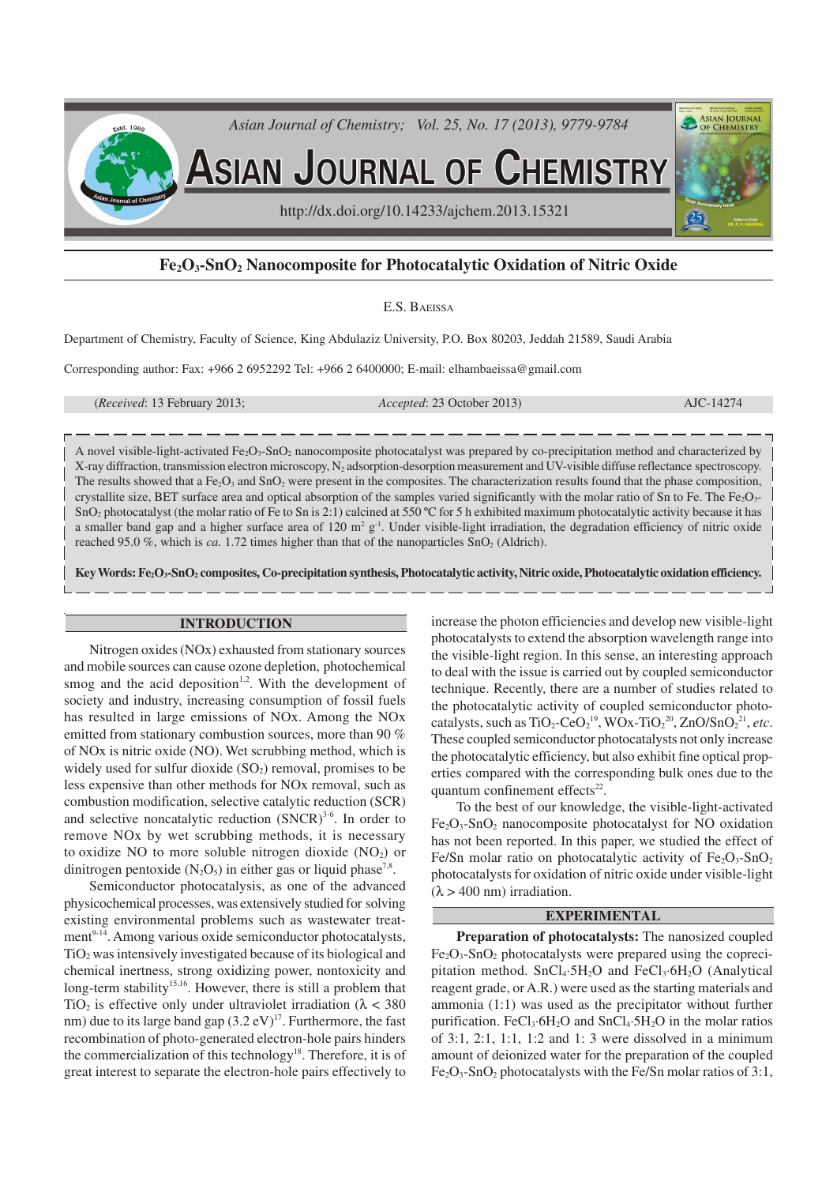# $Fe_2O_3$-$SnO_2$ Nanocomposite for Photocatalytic Oxidation of Nitric Oxide

E.S. BAEISSA

Department of Chemistry, Faculty of Science, King Abdulaziz University, P.O. Box 80203, Jeddah 21589, Saudi Arabia

Corresponding author: Fax: +966 2 6952292 Tel: +966 2 6400000; E-mail: elhambaeissa@gmail.com

(*Received*: 13 February 2013; *Accepted*: 23 October 2013) AJC-14274

A novel visible-light-activated $Fe_2O_3$-$SnO_2$ nanocomposite photocatalyst was prepared by co-precipitation method and characterized by X-ray diffraction, transmission electron microscopy, $N_2$ adsorption-desorption measurement and UV-visible diffuse reflectance spectroscopy. The results showed that a $Fe_2O_3$ and $SnO_2$ were present in the composites. The characterization results found that the phase composition, crystallite size, BET surface area and optical absorption of the samples varied significantly with the molar ratio of Sn to Fe. The $Fe_2O_3$-$SnO_2$ photocatalyst (the molar ratio of Fe to Sn is 2:1) calcined at 550 ºC for 5 h exhibited maximum photocatalytic activity because it has a smaller band gap and a higher surface area of 120 $m^2$ $g^{-1}$. Under visible-light irradiation, the degradation efficiency of nitric oxide reached 95.0 %, which is *ca.* 1.72 times higher than that of the nanoparticles $SnO_2$ (Aldrich).

**Key Words: $Fe_2O_3$-$SnO_2$ composites, Co-precipitation synthesis, Photocatalytic activity, Nitric oxide, Photocatalytic oxidation efficiency.**

## INTRODUCTION

Nitrogen oxides (NOx) exhausted from stationary sources and mobile sources can cause ozone depletion, photochemical smog and the acid deposition[1,2]. With the development of society and industry, increasing consumption of fossil fuels has resulted in large emissions of NOx. Among the NOx emitted from stationary combustion sources, more than 90 % of NOx is nitric oxide (NO). Wet scrubbing method, which is widely used for sulfur dioxide ($SO_2$) removal, promises to be less expensive than other methods for NOx removal, such as combustion modification, selective catalytic reduction (SCR) and selective noncatalytic reduction (SNCR)[3-6]. In order to remove NOx by wet scrubbing methods, it is necessary to oxidize NO to more soluble nitrogen dioxide ($NO_2$) or dinitrogen pentoxide ($N_2O_5$) in either gas or liquid phase[7,8].

Semiconductor photocatalysis, as one of the advanced physicochemical processes, was extensively studied for solving existing environmental problems such as wastewater treatment[9-14]. Among various oxide semiconductor photocatalysts, $TiO_2$ was intensively investigated because of its biological and chemical inertness, strong oxidizing power, nontoxicity and long-term stability[15,16]. However, there is still a problem that $TiO_2$ is effective only under ultraviolet irradiation ($\lambda$ < 380 nm) due to its large band gap (3.2 eV)[17]. Furthermore, the fast recombination of photo-generated electron-hole pairs hinders the commercialization of this technology[18]. Therefore, it is of great interest to separate the electron-hole pairs effectively to increase the photon efficiencies and develop new visible-light photocatalysts to extend the absorption wavelength range into the visible-light region. In this sense, an interesting approach to deal with the issue is carried out by coupled semiconductor technique. Recently, there are a number of studies related to the photocatalytic activity of coupled semiconductor photocatalysts, such as $TiO_2$-$CeO_2$[19], WOx-$TiO_2$[20], ZnO/$SnO_2$[21], *etc*. These coupled semiconductor photocatalysts not only increase the photocatalytic efficiency, but also exhibit fine optical properties compared with the corresponding bulk ones due to the quantum confinement effects[22].

To the best of our knowledge, the visible-light-activated $Fe_2O_3$-$SnO_2$ nanocomposite photocatalyst for NO oxidation has not been reported. In this paper, we studied the effect of Fe/Sn molar ratio on photocatalytic activity of $Fe_2O_3$-$SnO_2$ photocatalysts for oxidation of nitric oxide under visible-light ($\lambda$ > 400 nm) irradiation.

## EXPERIMENTAL

**Preparation of photocatalysts:** The nanosized coupled $Fe_2O_3$-$SnO_2$ photocatalysts were prepared using the coprecipitation method. $SnCl_4 \cdot 5H_2O$ and $FeCl_3 \cdot 6H_2O$ (Analytical reagent grade, or A.R.) were used as the starting materials and ammonia (1:1) was used as the precipitator without further purification. $FeCl_3 \cdot 6H_2O$ and $SnCl_4 \cdot 5H_2O$ in the molar ratios of 3:1, 2:1, 1:1, 1:2 and 1: 3 were dissolved in a minimum amount of deionized water for the preparation of the coupled $Fe_2O_3$-$SnO_2$ photocatalysts with the Fe/Sn molar ratios of 3:1,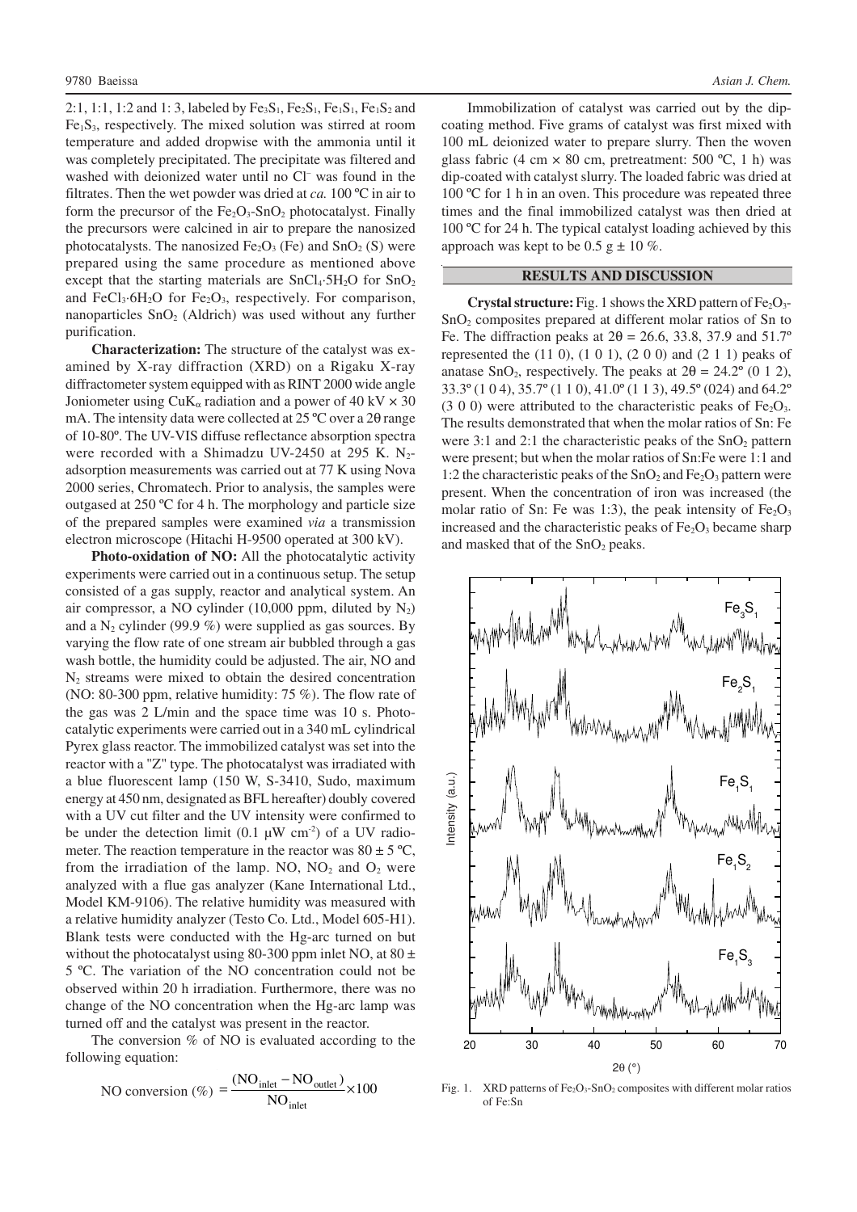2:1, 1:1, 1:2 and 1: 3, labeled by $Fe_3S_1$, $Fe_2S_1$, $Fe_1S_1$, $Fe_1S_2$ and $Fe_1S_3$, respectively. The mixed solution was stirred at room temperature and added dropwise with the ammonia until it was completely precipitated. The precipitate was filtered and washed with deionized water until no $Cl^-$ was found in the filtrates. Then the wet powder was dried at *ca.* 100 ºC in air to form the precursor of the $Fe_2O_3$-$SnO_2$ photocatalyst. Finally the precursors were calcined in air to prepare the nanosized photocatalysts. The nanosized $Fe_2O_3$ (Fe) and $SnO_2$ (S) were prepared using the same procedure as mentioned above except that the starting materials are $SnCl_4{\cdot}5H_2O$ for $SnO_2$ and $FeCl_3{\cdot}6H_2O$ for $Fe_2O_3$, respectively. For comparison, nanoparticles $SnO_2$ (Aldrich) was used without any further purification.

**Characterization:** The structure of the catalyst was examined by X-ray diffraction (XRD) on a Rigaku X-ray diffractometer system equipped with as RINT 2000 wide angle Joniometer using $CuK_\alpha$ radiation and a power of 40 kV × 30 mA. The intensity data were collected at 25 ºC over a 2θ range of 10-80º. The UV-VIS diffuse reflectance absorption spectra were recorded with a Shimadzu UV-2450 at 295 K. $N_2$-adsorption measurements was carried out at 77 K using Nova 2000 series, Chromatech. Prior to analysis, the samples were outgased at 250 ºC for 4 h. The morphology and particle size of the prepared samples were examined *via* a transmission electron microscope (Hitachi H-9500 operated at 300 kV).

**Photo-oxidation of NO:** All the photocatalytic activity experiments were carried out in a continuous setup. The setup consisted of a gas supply, reactor and analytical system. An air compressor, a NO cylinder (10,000 ppm, diluted by $N_2$) and a $N_2$ cylinder (99.9 %) were supplied as gas sources. By varying the flow rate of one stream air bubbled through a gas wash bottle, the humidity could be adjusted. The air, NO and $N_2$ streams were mixed to obtain the desired concentration (NO: 80-300 ppm, relative humidity: 75 %). The flow rate of the gas was 2 L/min and the space time was 10 s. Photocatalytic experiments were carried out in a 340 mL cylindrical Pyrex glass reactor. The immobilized catalyst was set into the reactor with a "Z" type. The photocatalyst was irradiated with a blue fluorescent lamp (150 W, S-3410, Sudo, maximum energy at 450 nm, designated as BFL hereafter) doubly covered with a UV cut filter and the UV intensity were confirmed to be under the detection limit (0.1 μW $cm^{-2}$) of a UV radiometer. The reaction temperature in the reactor was 80 ± 5 ºC, from the irradiation of the lamp. NO, $NO_2$ and $O_2$ were analyzed with a flue gas analyzer (Kane International Ltd., Model KM-9106). The relative humidity was measured with a relative humidity analyzer (Testo Co. Ltd., Model 605-H1). Blank tests were conducted with the Hg-arc turned on but without the photocatalyst using 80-300 ppm inlet NO, at 80 ± 5 ºC. The variation of the NO concentration could not be observed within 20 h irradiation. Furthermore, there was no change of the NO concentration when the Hg-arc lamp was turned off and the catalyst was present in the reactor.

The conversion % of NO is evaluated according to the following equation:

$$\text{NO conversion (\%)} = \frac{(\text{NO}_{\text{inlet}} - \text{NO}_{\text{outlet}})}{\text{NO}_{\text{inlet}}} \times 100$$

Immobilization of catalyst was carried out by the dip-coating method. Five grams of catalyst was first mixed with 100 mL deionized water to prepare slurry. Then the woven glass fabric (4 cm × 80 cm, pretreatment: 500 ºC, 1 h) was dip-coated with catalyst slurry. The loaded fabric was dried at 100 ºC for 1 h in an oven. This procedure was repeated three times and the final immobilized catalyst was then dried at 100 ºC for 24 h. The typical catalyst loading achieved by this approach was kept to be 0.5 g ± 10 %.

## RESULTS AND DISCUSSION

**Crystal structure:** Fig. 1 shows the XRD pattern of $Fe_2O_3$-$SnO_2$ composites prepared at different molar ratios of Sn to Fe. The diffraction peaks at 2θ = 26.6, 33.8, 37.9 and 51.7º represented the (11 0), (1 0 1), (2 0 0) and (2 1 1) peaks of anatase $SnO_2$, respectively. The peaks at 2θ = 24.2º (0 1 2), 33.3º (1 0 4), 35.7º (1 1 0), 41.0º (1 1 3), 49.5º (024) and 64.2º (3 0 0) were attributed to the characteristic peaks of $Fe_2O_3$. The results demonstrated that when the molar ratios of Sn: Fe were 3:1 and 2:1 the characteristic peaks of the $SnO_2$ pattern were present; but when the molar ratios of Sn:Fe were 1:1 and 1:2 the characteristic peaks of the $SnO_2$ and $Fe_2O_3$ pattern were present. When the concentration of iron was increased (the molar ratio of Sn: Fe was 1:3), the peak intensity of $Fe_2O_3$ increased and the characteristic peaks of $Fe_2O_3$ became sharp and masked that of the $SnO_2$ peaks.

Fig. 1. XRD patterns of $Fe_2O_3$-$SnO_2$ composites with different molar ratios of Fe:Sn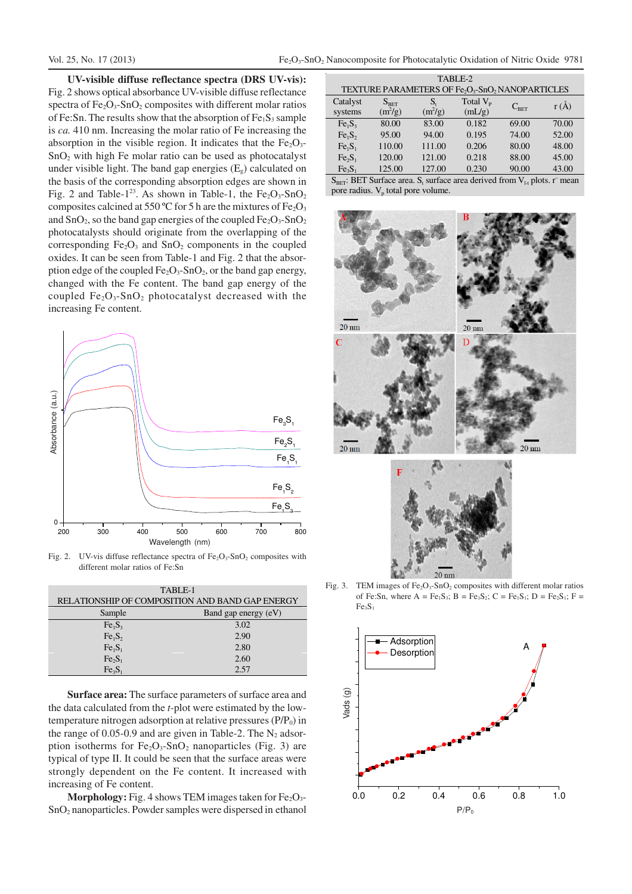**UV-visible diffuse reflectance spectra (DRS UV-vis):** Fig. 2 shows optical absorbance UV-visible diffuse reflectance spectra of $Fe_2O_3$-$SnO_2$ composites with different molar ratios of Fe:Sn. The results show that the absorption of $Fe_1S_3$ sample is *ca.* 410 nm. Increasing the molar ratio of Fe increasing the absorption in the visible region. It indicates that the $Fe_2O_3$-$SnO_2$ with high Fe molar ratio can be used as photocatalyst under visible light. The band gap energies ($E_g$) calculated on the basis of the corresponding absorption edges are shown in Fig. 2 and Table-1[23]. As shown in Table-1, the $Fe_2O_3$-$SnO_2$ composites calcined at 550 ºC for 5 h are the mixtures of $Fe_2O_3$ and $SnO_2$, so the band gap energies of the coupled $Fe_2O_3$-$SnO_2$ photocatalysts should originate from the overlapping of the corresponding $Fe_2O_3$ and $SnO_2$ components in the coupled oxides. It can be seen from Table-1 and Fig. 2 that the absorption edge of the coupled $Fe_2O_3$-$SnO_2$, or the band gap energy, changed with the Fe content. The band gap energy of the coupled $Fe_2O_3$-$SnO_2$ photocatalyst decreased with the increasing Fe content.

Fig. 2. UV-vis diffuse reflectance spectra of $Fe_2O_3$-$SnO_2$ composites with different molar ratios of Fe:Sn

TABLE-1
RELATIONSHIP OF COMPOSITION AND BAND GAP ENERGY

| Sample | Band gap energy (eV) |
|---|---|
| $Fe_1S_3$ | 3.02 |
| $Fe_1S_2$ | 2.90 |
| $Fe_1S_1$ | 2.80 |
| $Fe_2S_1$ | 2.60 |
| $Fe_3S_1$ | 2.57 |

**Surface area:** The surface parameters of surface area and the data calculated from the *t*-plot were estimated by the low-temperature nitrogen adsorption at relative pressures ($P/P_0$) in the range of 0.05-0.9 and are given in Table-2. The $N_2$ adsorption isotherms for $Fe_2O_3$-$SnO_2$ nanoparticles (Fig. 3) are typical of type II. It could be seen that the surface areas were strongly dependent on the Fe content. It increased with increasing of Fe content.

**Morphology:** Fig. 4 shows TEM images taken for $Fe_2O_3$-$SnO_2$ nanoparticles. Powder samples were dispersed in ethanol

TABLE-2
TEXTURE PARAMETERS OF $Fe_2O_3$-$SnO_2$ NANOPARTICLES

| Catalyst systems | $S_{BET}$ ($m^2/g$) | $S_t$ ($m^2/g$) | Total $V_p$ (mL/g) | $C_{BET}$ | r (Å) |
|---|---|---|---|---|---|
| $Fe_1S_3$ | 80.00 | 83.00 | 0.182 | 69.00 | 70.00 |
| $Fe_1S_2$ | 95.00 | 94.00 | 0.195 | 74.00 | 52.00 |
| $Fe_1S_1$ | 110.00 | 111.00 | 0.206 | 80.00 | 48.00 |
| $Fe_2S_1$ | 120.00 | 121.00 | 0.218 | 88.00 | 45.00 |
| $Fe_3S_1$ | 125.00 | 127.00 | 0.230 | 90.00 | 43.00 |

$S_{BET}$: BET Surface area. $S_t$ surface area derived from $V_{l-t}$ plots. $\bar{r}$ mean pore radius. $V_p$ total pore volume.

Fig. 3. TEM images of $Fe_2O_3$-$SnO_2$ composites with different molar ratios of Fe:Sn, where A = $Fe_1S_3$; B = $Fe_1S_2$; C = $Fe_1S_1$; D = $Fe_2S_1$; F = $Fe_3S_1$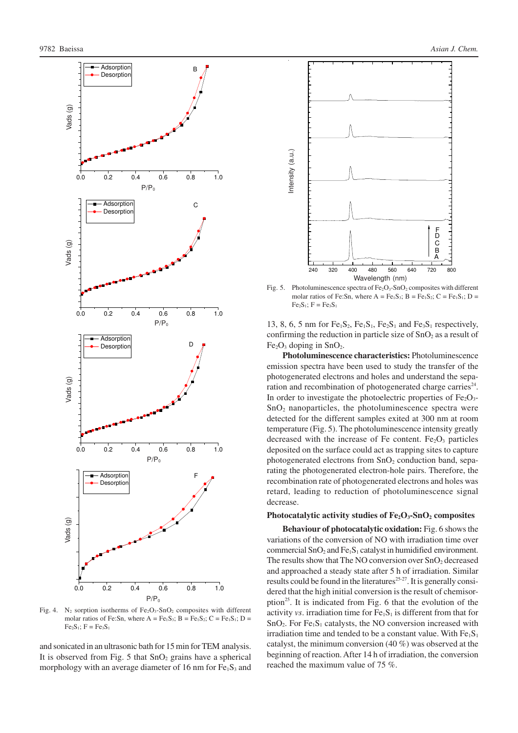Fig. 4. $N_2$ sorption isotherms of $Fe_2O_3$-$SnO_2$ composites with different molar ratios of Fe:Sn, where A = $Fe_1S_3$; B = $Fe_1S_2$; C = $Fe_1S_1$; D = $Fe_2S_1$; F = $Fe_3S_1$

and sonicated in an ultrasonic bath for 15 min for TEM analysis. It is observed from Fig. 5 that $SnO_2$ grains have a spherical morphology with an average diameter of 16 nm for $Fe_1S_3$ and 13, 8, 6, 5 nm for $Fe_1S_2$, $Fe_1S_1$, $Fe_2S_1$ and $Fe_3S_1$ respectively, confirming the reduction in particle size of $SnO_2$ as a result of $Fe_2O_3$ doping in $SnO_2$.

Fig. 5. Photoluminescence spectra of $Fe_2O_3$-$SnO_2$ composites with different molar ratios of Fe:Sn, where A = $Fe_1S_3$; B = $Fe_1S_2$; C = $Fe_1S_1$; D = $Fe_2S_1$; F = $Fe_3S_1$

**Photoluminescence characteristics:** Photoluminescence emission spectra have been used to study the transfer of the photogenerated electrons and holes and understand the separation and recombination of photogenerated charge carriers[24]. In order to investigate the photoelectric properties of $Fe_2O_3$-$SnO_2$ nanoparticles, the photoluminescence spectra were detected for the different samples exited at 300 nm at room temperature (Fig. 5). The photoluminescence intensity greatly decreased with the increase of Fe content. $Fe_2O_3$ particles deposited on the surface could act as trapping sites to capture photogenerated electrons from $SnO_2$ conduction band, separating the photogenerated electron-hole pairs. Therefore, the recombination rate of photogenerated electrons and holes was retard, leading to reduction of photoluminescence signal decrease.

### Photocatalytic activity studies of $Fe_2O_3$-$SnO_2$ composites

**Behaviour of photocatalytic oxidation:** Fig. 6 shows the variations of the conversion of NO with irradiation time over commercial $SnO_2$ and $Fe_1S_1$ catalyst in humidified environment. The results show that The NO conversion over $SnO_2$ decreased and approached a steady state after 5 h of irradiation. Similar results could be found in the literatures[25-27]. It is generally considered that the high initial conversion is the result of chemisorption[25]. It is indicated from Fig. 6 that the evolution of the activity *vs*. irradiation time for $Fe_1S_1$ is different from that for $SnO_2$. For $Fe_1S_1$ catalysts, the NO conversion increased with irradiation time and tended to be a constant value. With $Fe_1S_1$ catalyst, the minimum conversion (40 %) was observed at the beginning of reaction. After 14 h of irradiation, the conversion reached the maximum value of 75 %.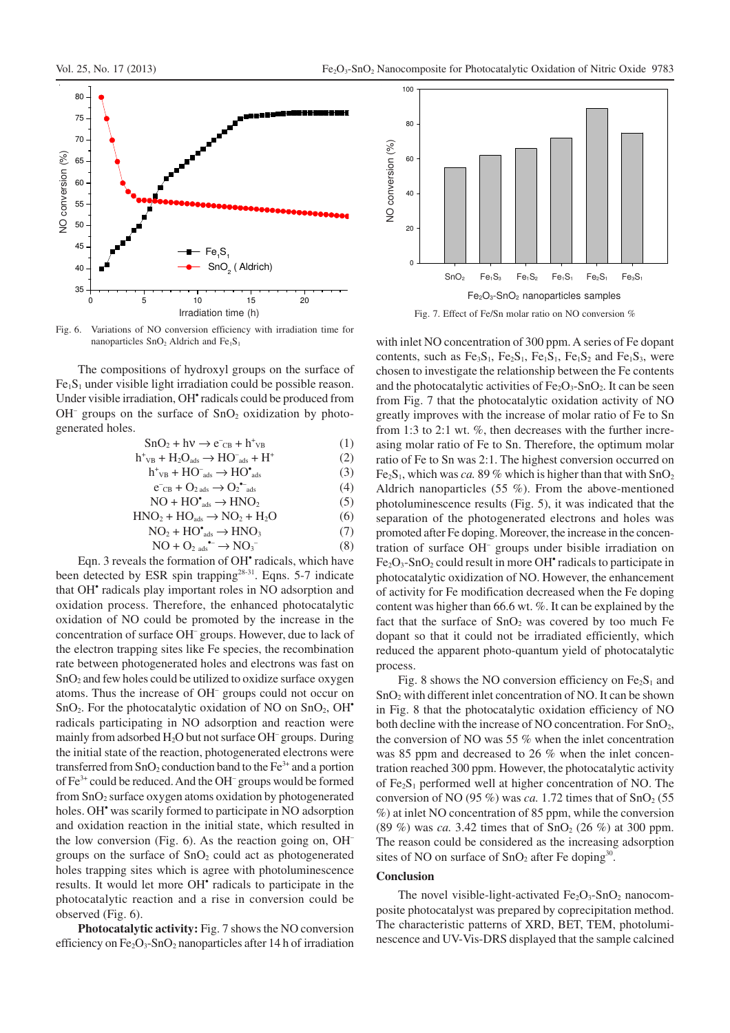Fig. 6. Variations of NO conversion efficiency with irradiation time for nanoparticles $SnO_2$ Aldrich and $Fe_1S_1$

Fig. 7. Effect of Fe/Sn molar ratio on NO conversion %

The compositions of hydroxyl groups on the surface of $Fe_1S_1$ under visible light irradiation could be possible reason. Under visible irradiation, $OH^{\bullet}$ radicals could be produced from $OH^-$ groups on the surface of $SnO_2$ oxidization by photogenerated holes.

$$SnO_2 + h\nu \rightarrow e^-_{CB} + h^+_{VB} \quad (1)$$

$$h^+_{VB} + H_2O_{ads} \rightarrow HO^-_{ads} + H^+ \quad (2)$$

$$h^+_{VB} + HO^-_{ads} \rightarrow HO^{\bullet}_{ads} \quad (3)$$

$$e^-_{CB} + O_{2\,ads} \rightarrow O_2^{\bullet -}{}_{ads} \quad (4)$$

$$NO + HO^{\bullet}_{ads} \rightarrow HNO_2 \quad (5)$$

$$HNO_2 + HO_{ads} \rightarrow NO_2 + H_2O \quad (6)$$

$$NO_2 + HO^{\bullet}_{ads} \rightarrow HNO_3 \quad (7)$$

$$NO + O_{2\,ads}^{\bullet -} \rightarrow NO_3^- \quad (8)$$

Eqn. 3 reveals the formation of $OH^{\bullet}$ radicals, which have been detected by ESR spin trapping[28-31]. Eqns. 5-7 indicate that $OH^{\bullet}$ radicals play important roles in NO adsorption and oxidation process. Therefore, the enhanced photocatalytic oxidation of NO could be promoted by the increase in the concentration of surface $OH^-$ groups. However, due to lack of the electron trapping sites like Fe species, the recombination rate between photogenerated holes and electrons was fast on $SnO_2$ and few holes could be utilized to oxidize surface oxygen atoms. Thus the increase of $OH^-$ groups could not occur on $SnO_2$. For the photocatalytic oxidation of NO on $SnO_2$, $OH^{\bullet}$ radicals participating in NO adsorption and reaction were mainly from adsorbed $H_2O$ but not surface $OH^-$ groups. During the initial state of the reaction, photogenerated electrons were transferred from $SnO_2$ conduction band to the $Fe^{3+}$ and a portion of $Fe^{3+}$ could be reduced. And the $OH^-$ groups would be formed from $SnO_2$ surface oxygen atoms oxidation by photogenerated holes. $OH^{\bullet}$ was scarily formed to participate in NO adsorption and oxidation reaction in the initial state, which resulted in the low conversion (Fig. 6). As the reaction going on, $OH^-$ groups on the surface of $SnO_2$ could act as photogenerated holes trapping sites which is agree with photoluminescence results. It would let more $OH^{\bullet}$ radicals to participate in the photocatalytic reaction and a rise in conversion could be observed (Fig. 6).

**Photocatalytic activity:** Fig. 7 shows the NO conversion efficiency on $Fe_2O_3$-$SnO_2$ nanoparticles after 14 h of irradiation with inlet NO concentration of 300 ppm. A series of Fe dopant contents, such as $Fe_3S_1$, $Fe_2S_1$, $Fe_1S_1$, $Fe_1S_2$ and $Fe_1S_3$, were chosen to investigate the relationship between the Fe contents and the photocatalytic activities of $Fe_2O_3$-$SnO_2$. It can be seen from Fig. 7 that the photocatalytic oxidation activity of NO greatly improves with the increase of molar ratio of Fe to Sn from 1:3 to 2:1 wt. %, then decreases with the further increasing molar ratio of Fe to Sn. Therefore, the optimum molar ratio of Fe to Sn was 2:1. The highest conversion occurred on $Fe_2S_1$, which was *ca.* 89 % which is higher than that with $SnO_2$ Aldrich nanoparticles (55 %). From the above-mentioned photoluminescence results (Fig. 5), it was indicated that the separation of the photogenerated electrons and holes was promoted after Fe doping. Moreover, the increase in the concentration of surface $OH^-$ groups under bisible irradiation on $Fe_2O_3$-$SnO_2$ could result in more $OH^{\bullet}$ radicals to participate in photocatalytic oxidization of NO. However, the enhancement of activity for Fe modification decreased when the Fe doping content was higher than 66.6 wt. %. It can be explained by the fact that the surface of $SnO_2$ was covered by too much Fe dopant so that it could not be irradiated efficiently, which reduced the apparent photo-quantum yield of photocatalytic process.

Fig. 8 shows the NO conversion efficiency on $Fe_2S_1$ and $SnO_2$ with different inlet concentration of NO. It can be shown in Fig. 8 that the photocatalytic oxidation efficiency of NO both decline with the increase of NO concentration. For $SnO_2$, the conversion of NO was 55 % when the inlet concentration was 85 ppm and decreased to 26 % when the inlet concentration reached 300 ppm. However, the photocatalytic activity of $Fe_2S_1$ performed well at higher concentration of NO. The conversion of NO (95 %) was *ca.* 1.72 times that of $SnO_2$ (55 %) at inlet NO concentration of 85 ppm, while the conversion (89 %) was *ca.* 3.42 times that of $SnO_2$ (26 %) at 300 ppm. The reason could be considered as the increasing adsorption sites of NO on surface of $SnO_2$ after Fe doping[30].

## Conclusion

The novel visible-light-activated $Fe_2O_3$-$SnO_2$ nanocomposite photocatalyst was prepared by coprecipitation method. The characteristic patterns of XRD, BET, TEM, photoluminescence and UV-Vis-DRS displayed that the sample calcined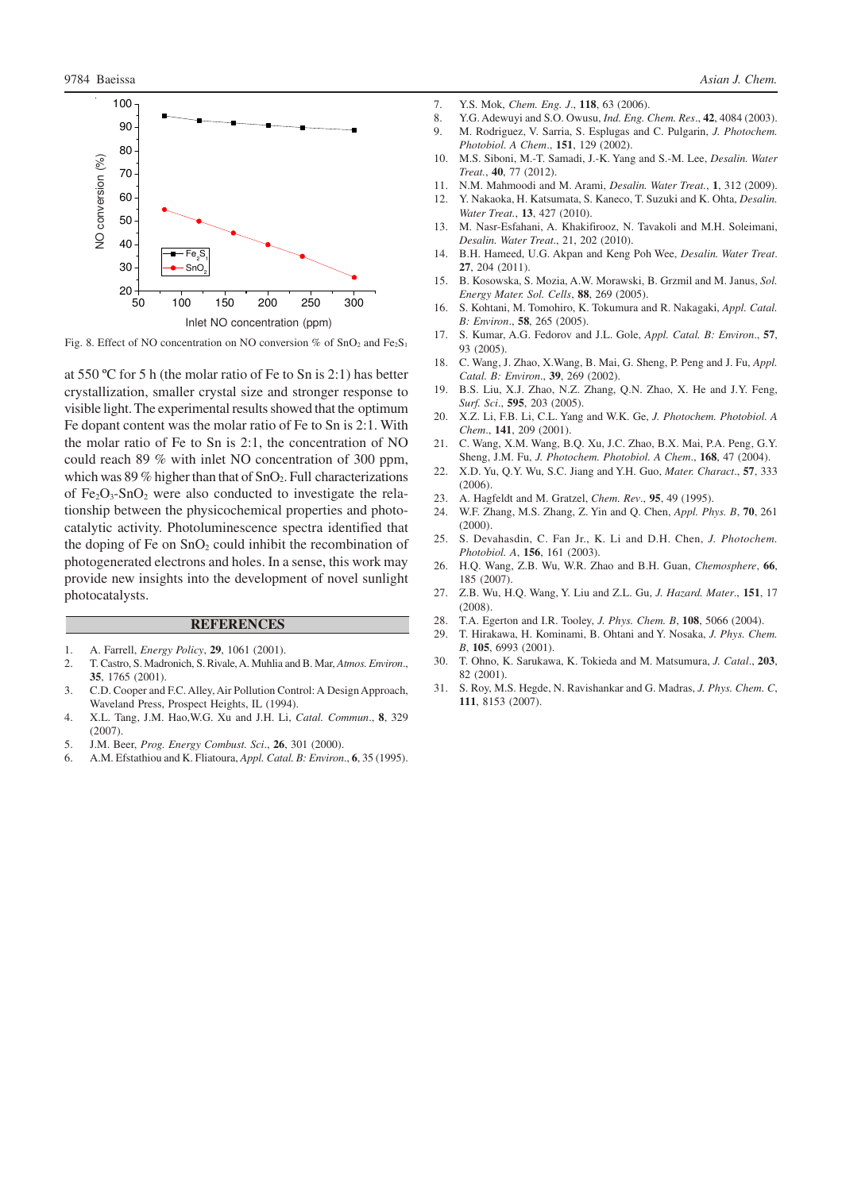100
90
80
70
60
50
40
30
20
NO conversion (%)
50 100 150 200 250 300
Inlet NO concentration (ppm)
$Fe_2S_1$
$SnO_2$

Fig. 8. Effect of NO concentration on NO conversion % of $SnO_2$ and $Fe_2S_1$

at 550 ºC for 5 h (the molar ratio of Fe to Sn is 2:1) has better crystallization, smaller crystal size and stronger response to visible light. The experimental results showed that the optimum Fe dopant content was the molar ratio of Fe to Sn is 2:1. With the molar ratio of Fe to Sn is 2:1, the concentration of NO could reach 89 % with inlet NO concentration of 300 ppm, which was 89 % higher than that of $SnO_2$. Full characterizations of $Fe_2O_3$-$SnO_2$ were also conducted to investigate the relationship between the physicochemical properties and photocatalytic activity. Photoluminescence spectra identified that the doping of Fe on $SnO_2$ could inhibit the recombination of photogenerated electrons and holes. In a sense, this work may provide new insights into the development of novel sunlight photocatalysts.

## REFERENCES

1. A. Farrell, *Energy Policy*, **29**, 1061 (2001).
2. T. Castro, S. Madronich, S. Rivale, A. Muhlia and B. Mar, *Atmos. Environ.*, **35**, 1765 (2001).
3. C.D. Cooper and F.C. Alley, Air Pollution Control: A Design Approach, Waveland Press, Prospect Heights, IL (1994).
4. X.L. Tang, J.M. Hao,W.G. Xu and J.H. Li, *Catal. Commun.*, **8**, 329 (2007).
5. J.M. Beer, *Prog. Energy Combust. Sci.*, **26**, 301 (2000).
6. A.M. Efstathiou and K. Fliatoura, *Appl. Catal. B: Environ*., **6**, 35 (1995).
7. Y.S. Mok, *Chem. Eng. J*., **118**, 63 (2006).
8. Y.G. Adewuyi and S.O. Owusu, *Ind. Eng. Chem. Res*., **42**, 4084 (2003).
9. M. Rodriguez, V. Sarria, S. Esplugas and C. Pulgarin, *J. Photochem. Photobiol. A Chem*., **151**, 129 (2002).
10. M.S. Siboni, M.-T. Samadi, J.-K. Yang and S.-M. Lee, *Desalin. Water Treat.*, **40**, 77 (2012).
11. N.M. Mahmoodi and M. Arami, *Desalin. Water Treat.*, **1**, 312 (2009).
12. Y. Nakaoka, H. Katsumata, S. Kaneco, T. Suzuki and K. Ohta, *Desalin. Water Treat.*, **13**, 427 (2010).
13. M. Nasr-Esfahani, A. Khakifirooz, N. Tavakoli and M.H. Soleimani, *Desalin. Water Treat*., 21, 202 (2010).
14. B.H. Hameed, U.G. Akpan and Keng Poh Wee, *Desalin. Water Treat*. **27**, 204 (2011).
15. B. Kosowska, S. Mozia, A.W. Morawski, B. Grzmil and M. Janus, *Sol. Energy Mater. Sol. Cells*, **88**, 269 (2005).
16. S. Kohtani, M. Tomohiro, K. Tokumura and R. Nakagaki, *Appl. Catal. B: Environ*., **58**, 265 (2005).
17. S. Kumar, A.G. Fedorov and J.L. Gole, *Appl. Catal. B: Environ*., **57**, 93 (2005).
18. C. Wang, J. Zhao, X.Wang, B. Mai, G. Sheng, P. Peng and J. Fu, *Appl. Catal. B: Environ*., **39**, 269 (2002).
19. B.S. Liu, X.J. Zhao, N.Z. Zhang, Q.N. Zhao, X. He and J.Y. Feng, *Surf. Sci*., **595**, 203 (2005).
20. X.Z. Li, F.B. Li, C.L. Yang and W.K. Ge, *J. Photochem. Photobiol. A Chem*., **141**, 209 (2001).
21. C. Wang, X.M. Wang, B.Q. Xu, J.C. Zhao, B.X. Mai, P.A. Peng, G.Y. Sheng, J.M. Fu, *J. Photochem. Photobiol. A Chem*., **168**, 47 (2004).
22. X.D. Yu, Q.Y. Wu, S.C. Jiang and Y.H. Guo, *Mater. Charact*., **57**, 333 (2006).
23. A. Hagfeldt and M. Gratzel, *Chem. Rev*., **95**, 49 (1995).
24. W.F. Zhang, M.S. Zhang, Z. Yin and Q. Chen, *Appl. Phys. B*, **70**, 261 (2000).
25. S. Devahasdin, C. Fan Jr., K. Li and D.H. Chen, *J. Photochem. Photobiol. A*, **156**, 161 (2003).
26. H.Q. Wang, Z.B. Wu, W.R. Zhao and B.H. Guan, *Chemosphere*, **66**, 185 (2007).
27. Z.B. Wu, H.Q. Wang, Y. Liu and Z.L. Gu, *J. Hazard. Mater*., **151**, 17 (2008).
28. T.A. Egerton and I.R. Tooley, *J. Phys. Chem. B*, **108**, 5066 (2004).
29. T. Hirakawa, H. Kominami, B. Ohtani and Y. Nosaka, *J. Phys. Chem. B*, **105**, 6993 (2001).
30. T. Ohno, K. Sarukawa, K. Tokieda and M. Matsumura, *J. Catal*., **203**, 82 (2001).
31. S. Roy, M.S. Hegde, N. Ravishankar and G. Madras, *J. Phys. Chem. C*, **111**, 8153 (2007).